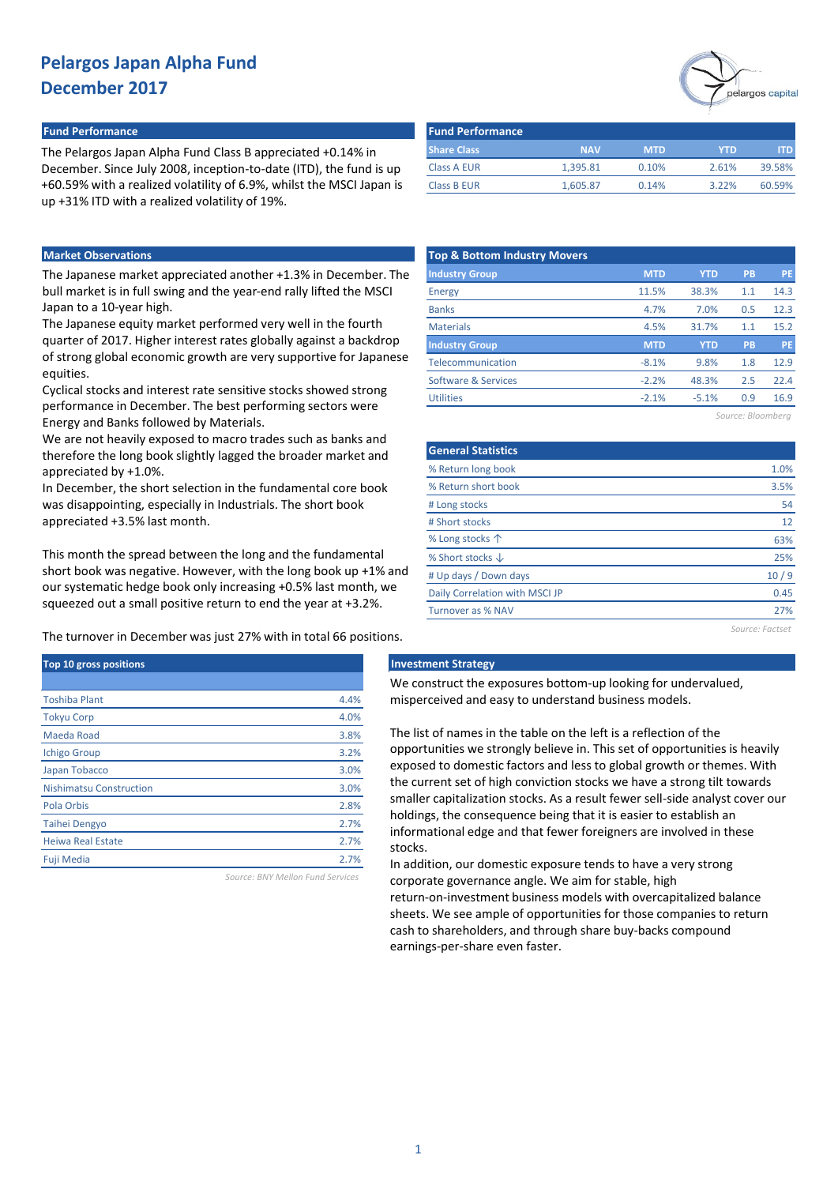# Pelargos Japan Alpha Fund
# December 2017

## Fund Performance

The Pelargos Japan Alpha Fund Class B appreciated +0.14% in December. Since July 2008, inception-to-date (ITD), the fund is up +60.59% with a realized volatility of 6.9%, whilst the MSCI Japan is up +31% ITD with a realized volatility of 19%.

| Share Class | NAV | MTD | YTD | ITD |
|---|---|---|---|---|
| Class A EUR | 1,395.81 | 0.10% | 2.61% | 39.58% |
| Class B EUR | 1,605.87 | 0.14% | 3.22% | 60.59% |

## Market Observations

The Japanese market appreciated another +1.3% in December. The bull market is in full swing and the year-end rally lifted the MSCI Japan to a 10-year high.

The Japanese equity market performed very well in the fourth quarter of 2017. Higher interest rates globally against a backdrop of strong global economic growth are very supportive for Japanese equities.

Cyclical stocks and interest rate sensitive stocks showed strong performance in December. The best performing sectors were Energy and Banks followed by Materials.

We are not heavily exposed to macro trades such as banks and therefore the long book slightly lagged the broader market and appreciated by +1.0%.

In December, the short selection in the fundamental core book was disappointing, especially in Industrials. The short book appreciated +3.5% last month.

This month the spread between the long and the fundamental short book was negative. However, with the long book up +1% and our systematic hedge book only increasing +0.5% last month, we squeezed out a small positive return to end the year at +3.2%.

The turnover in December was just 27% with in total 66 positions.

## Top & Bottom Industry Movers

| Industry Group | MTD | YTD | PB | PE |
|---|---|---|---|---|
| Energy | 11.5% | 38.3% | 1.1 | 14.3 |
| Banks | 4.7% | 7.0% | 0.5 | 12.3 |
| Materials | 4.5% | 31.7% | 1.1 | 15.2 |
| **Industry Group** | **MTD** | **YTD** | **PB** | **PE** |
| Telecommunication | -8.1% | 9.8% | 1.8 | 12.9 |
| Software & Services | -2.2% | 48.3% | 2.5 | 22.4 |
| Utilities | -2.1% | -5.1% | 0.9 | 16.9 |

*Source: Bloomberg*

## General Statistics

| | |
|---|---|
| % Return long book | 1.0% |
| % Return short book | 3.5% |
| # Long stocks | 54 |
| # Short stocks | 12 |
| % Long stocks ↑ | 63% |
| % Short stocks ↓ | 25% |
| # Up days / Down days | 10 / 9 |
| Daily Correlation with MSCI JP | 0.45 |
| Turnover as % NAV | 27% |

*Source: Factset*

## Top 10 gross positions

| | |
|---|---|
| Toshiba Plant | 4.4% |
| Tokyu Corp | 4.0% |
| Maeda Road | 3.8% |
| Ichigo Group | 3.2% |
| Japan Tobacco | 3.0% |
| Nishimatsu Construction | 3.0% |
| Pola Orbis | 2.8% |
| Taihei Dengyo | 2.7% |
| Heiwa Real Estate | 2.7% |
| Fuji Media | 2.7% |

*Source: BNY Mellon Fund Services*

## Investment Strategy

We construct the exposures bottom-up looking for undervalued, misperceived and easy to understand business models.

The list of names in the table on the left is a reflection of the opportunities we strongly believe in. This set of opportunities is heavily exposed to domestic factors and less to global growth or themes. With the current set of high conviction stocks we have a strong tilt towards smaller capitalization stocks. As a result fewer sell-side analyst cover our holdings, the consequence being that it is easier to establish an informational edge and that fewer foreigners are involved in these stocks.

In addition, our domestic exposure tends to have a very strong corporate governance angle. We aim for stable, high return-on-investment business models with overcapitalized balance sheets. We see ample of opportunities for those companies to return cash to shareholders, and through share buy-backs compound earnings-per-share even faster.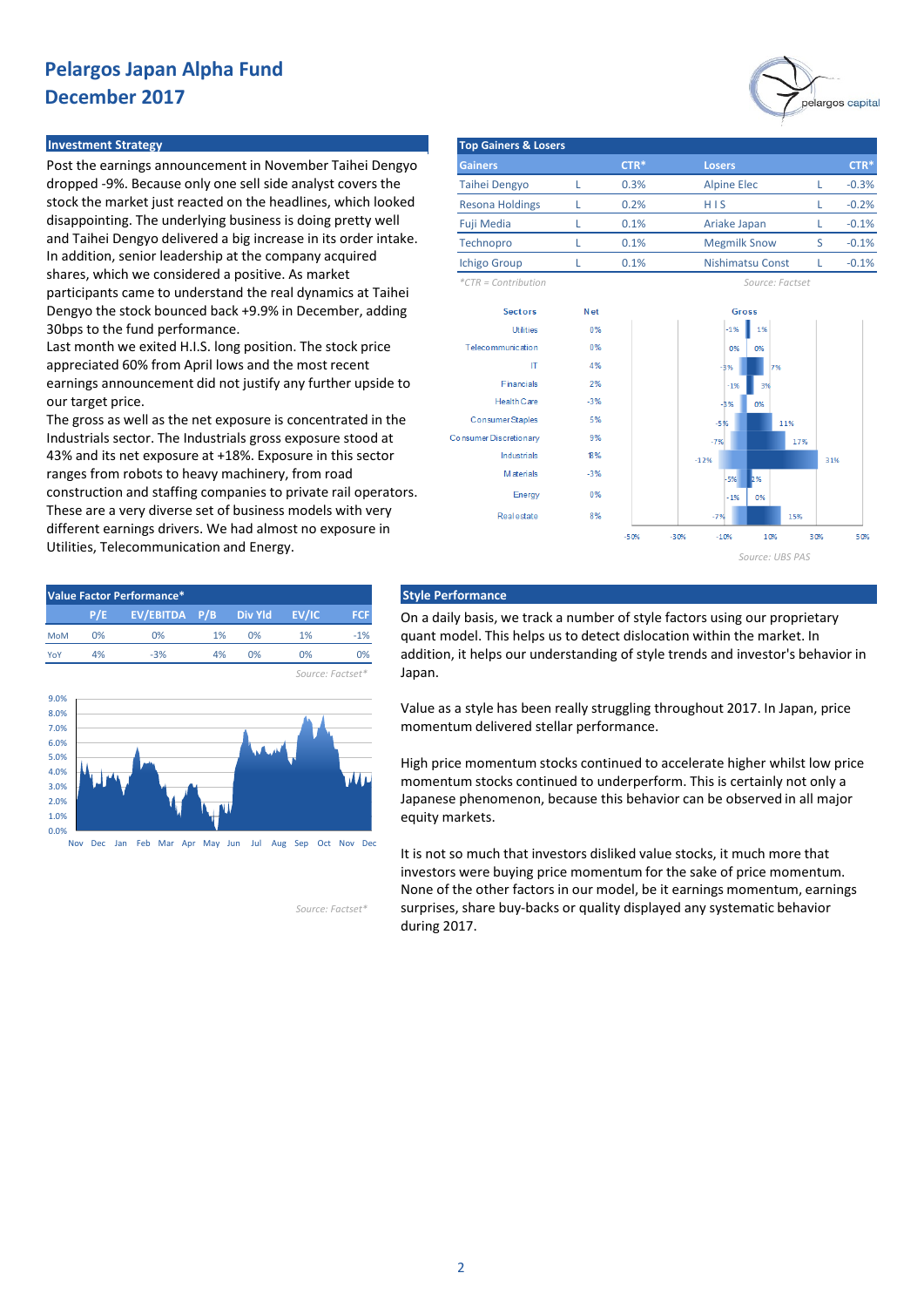# Pelargos Japan Alpha Fund
# December 2017

## Investment Strategy

Post the earnings announcement in November Taihei Dengyo dropped -9%. Because only one sell side analyst covers the stock the market just reacted on the headlines, which looked disappointing. The underlying business is doing pretty well and Taihei Dengyo delivered a big increase in its order intake. In addition, senior leadership at the company acquired shares, which we considered a positive. As market participants came to understand the real dynamics at Taihei Dengyo the stock bounced back +9.9% in December, adding 30bps to the fund performance.
Last month we exited H.I.S. long position. The stock price appreciated 60% from April lows and the most recent earnings announcement did not justify any further upside to our target price.
The gross as well as the net exposure is concentrated in the Industrials sector. The Industrials gross exposure stood at 43% and its net exposure at +18%. Exposure in this sector ranges from robots to heavy machinery, from road construction and staffing companies to private rail operators. These are a very diverse set of business models with very different earnings drivers. We had almost no exposure in Utilities, Telecommunication and Energy.

## Top Gainers & Losers

| Gainers | | CTR* | Losers | | CTR* |
|---|---|---|---|---|---|
| Taihei Dengyo | L | 0.3% | Alpine Elec | L | -0.3% |
| Resona Holdings | L | 0.2% | H I S | L | -0.2% |
| Fuji Media | L | 0.1% | Ariake Japan | L | -0.1% |
| Technopro | L | 0.1% | Megmilk Snow | S | -0.1% |
| Ichigo Group | L | 0.1% | Nishimatsu Const | L | -0.1% |

*CTR = Contribution

Source: Factset

| Sectors | Net | Gross (short) | Gross (long) |
|---|---|---|---|
| Utilities | 0% | -1% | 1% |
| Telecommunication | 0% | 0% | 0% |
| IT | 4% | -3% | 7% |
| Financials | 2% | -1% | 3% |
| Health Care | -3% | -3% | 0% |
| Consumer Staples | 5% | -5% | 11% |
| Consumer Discretionary | 9% | -7% | 17% |
| Industrials | 18% | -12% | 31% |
| Materials | -3% | -5% | 2% |
| Energy | 0% | -1% | 0% |
| Real estate | 8% | -7% | 15% |

Source: UBS PAS

## Value Factor Performance*

| | P/E | EV/EBITDA | P/B | Div Yld | EV/IC | FCF |
|---|---|---|---|---|---|---|
| MoM | 0% | 0% | 1% | 0% | 1% | -1% |
| YoY | 4% | -3% | 4% | 0% | 0% | 0% |

Source: Factset*

Source: Factset*

## Style Performance

On a daily basis, we track a number of style factors using our proprietary quant model. This helps us to detect dislocation within the market. In addition, it helps our understanding of style trends and investor's behavior in Japan.

Value as a style has been really struggling throughout 2017. In Japan, price momentum delivered stellar performance.

High price momentum stocks continued to accelerate higher whilst low price momentum stocks continued to underperform. This is certainly not only a Japanese phenomenon, because this behavior can be observed in all major equity markets.

It is not so much that investors disliked value stocks, it much more that investors were buying price momentum for the sake of price momentum. None of the other factors in our model, be it earnings momentum, earnings surprises, share buy-backs or quality displayed any systematic behavior during 2017.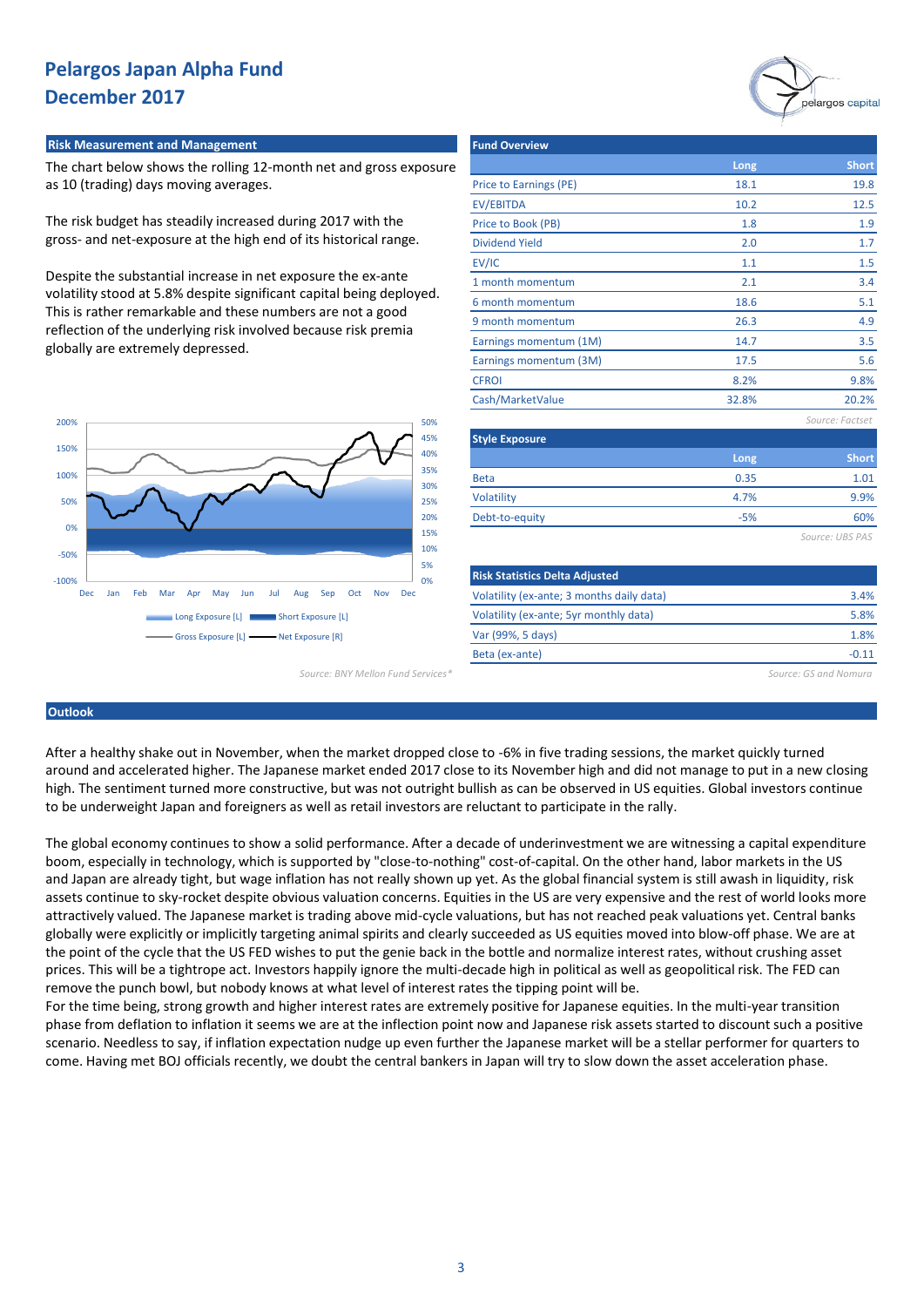# Pelargos Japan Alpha Fund
## December 2017

### Risk Measurement and Management

The chart below shows the rolling 12-month net and gross exposure as 10 (trading) days moving averages.

The risk budget has steadily increased during 2017 with the gross- and net-exposure at the high end of its historical range.

Despite the substantial increase in net exposure the ex-ante volatility stood at 5.8% despite significant capital being deployed. This is rather remarkable and these numbers are not a good reflection of the underlying risk involved because risk premia globally are extremely depressed.

Long Exposure [L] | Short Exposure [L] | Gross Exposure [L] | Net Exposure [R]

*Source: BNY Mellon Fund Services\**

### Fund Overview

| | Long | Short |
|---|---|---|
| Price to Earnings (PE) | 18.1 | 19.8 |
| EV/EBITDA | 10.2 | 12.5 |
| Price to Book (PB) | 1.8 | 1.9 |
| Dividend Yield | 2.0 | 1.7 |
| EV/IC | 1.1 | 1.5 |
| 1 month momentum | 2.1 | 3.4 |
| 6 month momentum | 18.6 | 5.1 |
| 9 month momentum | 26.3 | 4.9 |
| Earnings momentum (1M) | 14.7 | 3.5 |
| Earnings momentum (3M) | 17.5 | 5.6 |
| CFROI | 8.2% | 9.8% |
| Cash/MarketValue | 32.8% | 20.2% |

*Source: Factset*

### Style Exposure

| | Long | Short |
|---|---|---|
| Beta | 0.35 | 1.01 |
| Volatility | 4.7% | 9.9% |
| Debt-to-equity | -5% | 60% |

*Source: UBS PAS*

### Risk Statistics Delta Adjusted

| | |
|---|---|
| Volatility (ex-ante; 3 months daily data) | 3.4% |
| Volatility (ex-ante; 5yr monthly data) | 5.8% |
| Var (99%, 5 days) | 1.8% |
| Beta (ex-ante) | -0.11 |

*Source: GS and Nomura*

### Outlook

After a healthy shake out in November, when the market dropped close to -6% in five trading sessions, the market quickly turned around and accelerated higher. The Japanese market ended 2017 close to its November high and did not manage to put in a new closing high. The sentiment turned more constructive, but was not outright bullish as can be observed in US equities. Global investors continue to be underweight Japan and foreigners as well as retail investors are reluctant to participate in the rally.

The global economy continues to show a solid performance. After a decade of underinvestment we are witnessing a capital expenditure boom, especially in technology, which is supported by "close-to-nothing" cost-of-capital. On the other hand, labor markets in the US and Japan are already tight, but wage inflation has not really shown up yet. As the global financial system is still awash in liquidity, risk assets continue to sky-rocket despite obvious valuation concerns. Equities in the US are very expensive and the rest of world looks more attractively valued. The Japanese market is trading above mid-cycle valuations, but has not reached peak valuations yet. Central banks globally were explicitly or implicitly targeting animal spirits and clearly succeeded as US equities moved into blow-off phase. We are at the point of the cycle that the US FED wishes to put the genie back in the bottle and normalize interest rates, without crushing asset prices. This will be a tightrope act. Investors happily ignore the multi-decade high in political as well as geopolitical risk. The FED can remove the punch bowl, but nobody knows at what level of interest rates the tipping point will be.
For the time being, strong growth and higher interest rates are extremely positive for Japanese equities. In the multi-year transition phase from deflation to inflation it seems we are at the inflection point now and Japanese risk assets started to discount such a positive scenario. Needless to say, if inflation expectation nudge up even further the Japanese market will be a stellar performer for quarters to come. Having met BOJ officials recently, we doubt the central bankers in Japan will try to slow down the asset acceleration phase.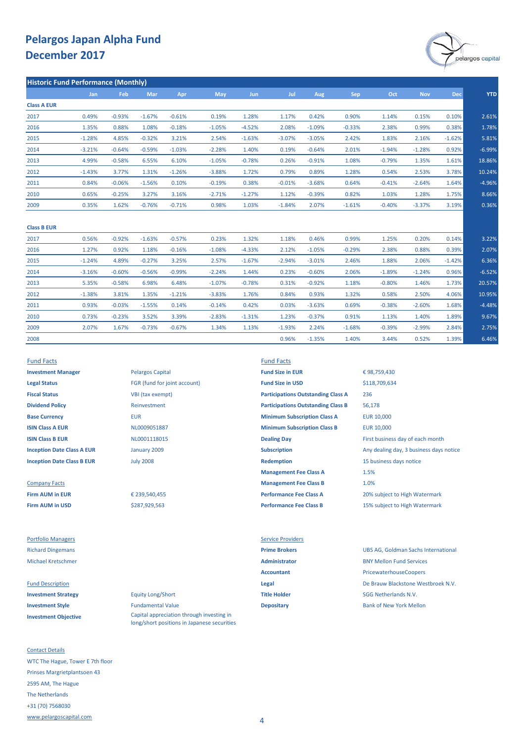# Pelargos Japan Alpha Fund
# December 2017

## Historic Fund Performance (Monthly)

| | Jan | Feb | Mar | Apr | May | Jun | Jul | Aug | Sep | Oct | Nov | Dec | YTD |
|---|---|---|---|---|---|---|---|---|---|---|---|---|---|
| **Class A EUR** | | | | | | | | | | | | | |
| 2017 | 0.49% | -0.93% | -1.67% | -0.61% | 0.19% | 1.28% | 1.17% | 0.42% | 0.90% | 1.14% | 0.15% | 0.10% | 2.61% |
| 2016 | 1.35% | 0.88% | 1.08% | -0.18% | -1.05% | -4.52% | 2.08% | -1.09% | -0.33% | 2.38% | 0.99% | 0.38% | 1.78% |
| 2015 | -1.28% | 4.85% | -0.32% | 3.21% | 2.54% | -1.63% | -3.07% | -3.05% | 2.42% | 1.83% | 2.16% | -1.62% | 5.81% |
| 2014 | -3.21% | -0.64% | -0.59% | -1.03% | -2.28% | 1.40% | 0.19% | -0.64% | 2.01% | -1.94% | -1.28% | 0.92% | -6.99% |
| 2013 | 4.99% | -0.58% | 6.55% | 6.10% | -1.05% | -0.78% | 0.26% | -0.91% | 1.08% | -0.79% | 1.35% | 1.61% | 18.86% |
| 2012 | -1.43% | 3.77% | 1.31% | -1.26% | -3.88% | 1.72% | 0.79% | 0.89% | 1.28% | 0.54% | 2.53% | 3.78% | 10.24% |
| 2011 | 0.84% | -0.06% | -1.56% | 0.10% | -0.19% | 0.38% | -0.01% | -3.68% | 0.64% | -0.41% | -2.64% | 1.64% | -4.96% |
| 2010 | 0.65% | -0.25% | 3.27% | 3.16% | -2.71% | -1.27% | 1.12% | -0.39% | 0.82% | 1.03% | 1.28% | 1.75% | 8.66% |
| 2009 | 0.35% | 1.62% | -0.76% | -0.71% | 0.98% | 1.03% | -1.84% | 2.07% | -1.61% | -0.40% | -3.37% | 3.19% | 0.36% |
| **Class B EUR** | | | | | | | | | | | | | |
| 2017 | 0.56% | -0.92% | -1.63% | -0.57% | 0.23% | 1.32% | 1.18% | 0.46% | 0.99% | 1.25% | 0.20% | 0.14% | 3.22% |
| 2016 | 1.27% | 0.92% | 1.18% | -0.16% | -1.08% | -4.33% | 2.12% | -1.05% | -0.29% | 2.38% | 0.88% | 0.39% | 2.07% |
| 2015 | -1.24% | 4.89% | -0.27% | 3.25% | 2.57% | -1.67% | -2.94% | -3.01% | 2.46% | 1.88% | 2.06% | -1.42% | 6.36% |
| 2014 | -3.16% | -0.60% | -0.56% | -0.99% | -2.24% | 1.44% | 0.23% | -0.60% | 2.06% | -1.89% | -1.24% | 0.96% | -6.52% |
| 2013 | 5.35% | -0.58% | 6.98% | 6.48% | -1.07% | -0.78% | 0.31% | -0.92% | 1.18% | -0.80% | 1.46% | 1.73% | 20.57% |
| 2012 | -1.38% | 3.81% | 1.35% | -1.21% | -3.83% | 1.76% | 0.84% | 0.93% | 1.32% | 0.58% | 2.50% | 4.06% | 10.95% |
| 2011 | 0.93% | -0.03% | -1.55% | 0.14% | -0.14% | 0.42% | 0.03% | -3.63% | 0.69% | -0.38% | -2.60% | 1.68% | -4.48% |
| 2010 | 0.73% | -0.23% | 3.52% | 3.39% | -2.83% | -1.31% | 1.23% | -0.37% | 0.91% | 1.13% | 1.40% | 1.89% | 9.67% |
| 2009 | 2.07% | 1.67% | -0.73% | -0.67% | 1.34% | 1.13% | -1.93% | 2.24% | -1.68% | -0.39% | -2.99% | 2.84% | 2.75% |
| 2008 | | | | | | | 0.96% | -1.35% | 1.40% | 3.44% | 0.52% | 1.39% | 6.46% |

### Fund Facts

| | |
|---|---|
| **Investment Manager** | Pelargos Capital |
| **Legal Status** | FGR (fund for joint account) |
| **Fiscal Status** | VBI (tax exempt) |
| **Dividend Policy** | Reinvestment |
| **Base Currency** | EUR |
| **ISIN Class A EUR** | NL0009051887 |
| **ISIN Class B EUR** | NL0001118015 |
| **Inception Date Class A EUR** | January 2009 |
| **Inception Date Class B EUR** | July 2008 |

### Company Facts

| | |
|---|---|
| **Firm AUM in EUR** | € 239,540,455 |
| **Firm AUM in USD** | $287,929,563 |

### Fund Facts

| | |
|---|---|
| **Fund Size in EUR** | € 98,759,430 |
| **Fund Size in USD** | $118,709,634 |
| **Participations Outstanding Class A** | 236 |
| **Participations Outstanding Class B** | 56,178 |
| **Minimum Subscription Class A** | EUR 10,000 |
| **Minimum Subscription Class B** | EUR 10,000 |
| **Dealing Day** | First business day of each month |
| **Subscription** | Any dealing day, 3 business days notice |
| **Redemption** | 15 business days notice |
| **Management Fee Class A** | 1.5% |
| **Management Fee Class B** | 1.0% |
| **Performance Fee Class A** | 20% subject to High Watermark |
| **Performance Fee Class B** | 15% subject to High Watermark |

### Portfolio Managers

Richard Dingemans

Michael Kretschmer

### Fund Description

| | |
|---|---|
| **Investment Strategy** | Equity Long/Short |
| **Investment Style** | Fundamental Value |
| **Investment Objective** | Capital appreciation through investing in long/short positions in Japanese securities |

### Service Providers

| | |
|---|---|
| **Prime Brokers** | UBS AG, Goldman Sachs International |
| **Administrator** | BNY Mellon Fund Services |
| **Accountant** | PricewaterhouseCoopers |
| **Legal** | De Brauw Blackstone Westbroek N.V. |
| **Title Holder** | SGG Netherlands N.V. |
| **Depositary** | Bank of New York Mellon |

### Contact Details

WTC The Hague, Tower E 7th floor
Prinses Margrietplantsoen 43
2595 AM, The Hague
The Netherlands
+31 (70) 7568030
www.pelargoscapital.com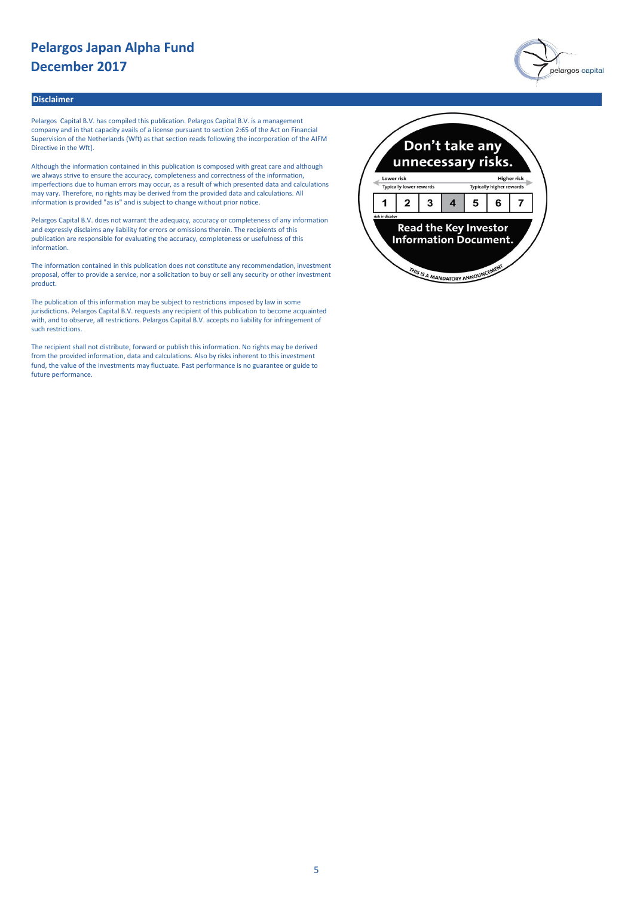# Pelargos Japan Alpha Fund
# December 2017

## Disclaimer

Pelargos Capital B.V. has compiled this publication. Pelargos Capital B.V. is a management company and in that capacity avails of a license pursuant to section 2:65 of the Act on Financial Supervision of the Netherlands (Wft) as that section reads following the incorporation of the AIFM Directive in the Wft].

Although the information contained in this publication is composed with great care and although we always strive to ensure the accuracy, completeness and correctness of the information, imperfections due to human errors may occur, as a result of which presented data and calculations may vary. Therefore, no rights may be derived from the provided data and calculations. All information is provided "as is" and is subject to change without prior notice.

Pelargos Capital B.V. does not warrant the adequacy, accuracy or completeness of any information and expressly disclaims any liability for errors or omissions therein. The recipients of this publication are responsible for evaluating the accuracy, completeness or usefulness of this information.

The information contained in this publication does not constitute any recommendation, investment proposal, offer to provide a service, nor a solicitation to buy or sell any security or other investment product.

The publication of this information may be subject to restrictions imposed by law in some jurisdictions. Pelargos Capital B.V. requests any recipient of this publication to become acquainted with, and to observe, all restrictions. Pelargos Capital B.V. accepts no liability for infringement of such restrictions.

The recipient shall not distribute, forward or publish this information. No rights may be derived from the provided information, data and calculations. Also by risks inherent to this investment fund, the value of the investments may fluctuate. Past performance is no guarantee or guide to future performance.

Don't take any unnecessary risks.

Lower risk
Typically lower rewards

Higher risk
Typically higher rewards

1 2 3 4 5 6 7

risk indicator

Read the Key Investor Information Document.

THIS IS A MANDATORY ANNOUNCEMENT